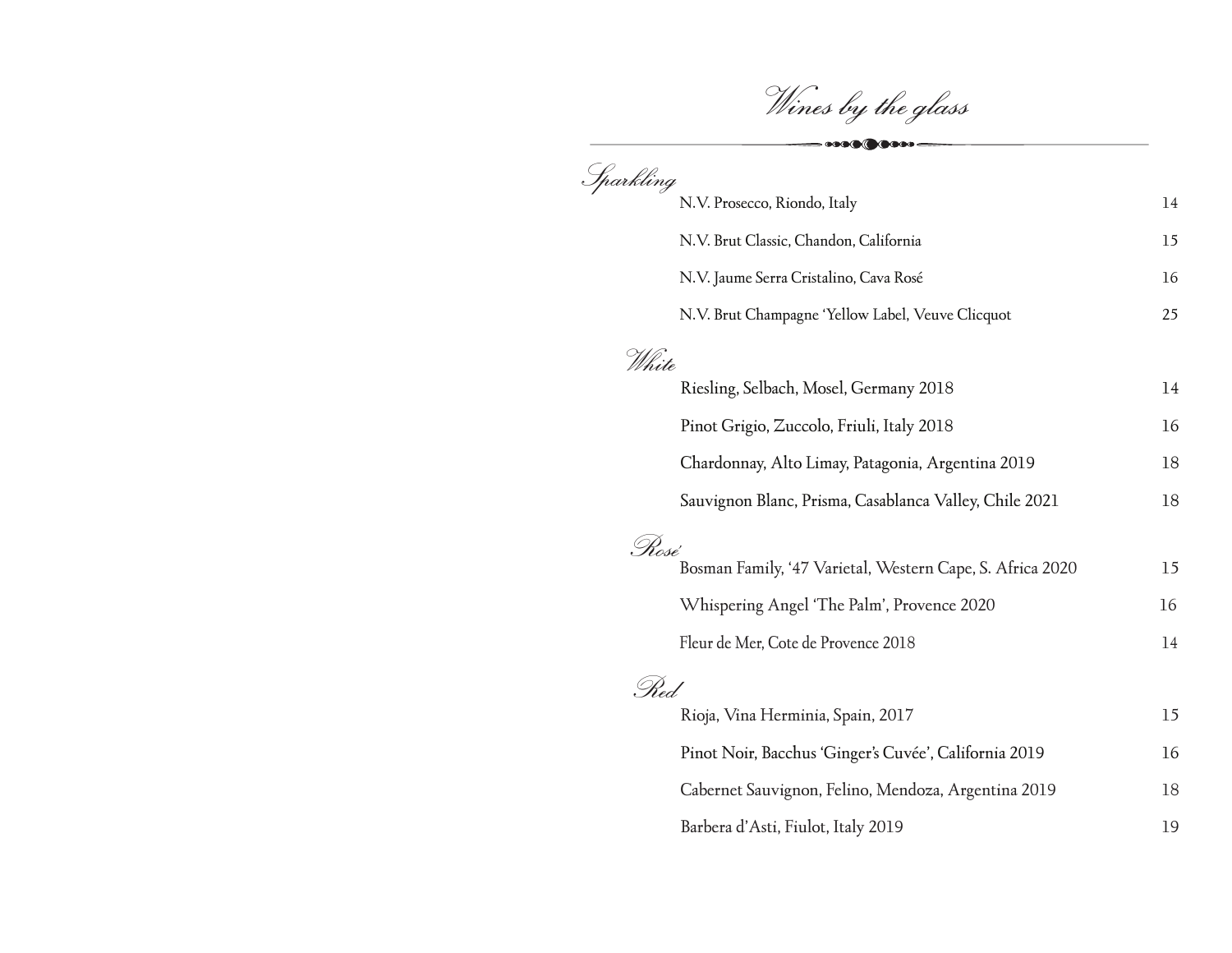# Wines by the glass

## Sparkling

| | |
|---|---|
| N.V. Prosecco, Riondo, Italy | 14 |
| N.V. Brut Classic, Chandon, California | 15 |
| N.V. Jaume Serra Cristalino, Cava Rosé | 16 |
| N.V. Brut Champagne 'Yellow Label, Veuve Clicquot | 25 |

## White

| | |
|---|---|
| Riesling, Selbach, Mosel, Germany 2018 | 14 |
| Pinot Grigio, Zuccolo, Friuli, Italy 2018 | 16 |
| Chardonnay, Alto Limay, Patagonia, Argentina 2019 | 18 |
| Sauvignon Blanc, Prisma, Casablanca Valley, Chile 2021 | 18 |

## Rosé

| | |
|---|---|
| Bosman Family, '47 Varietal, Western Cape, S. Africa 2020 | 15 |
| Whispering Angel 'The Palm', Provence 2020 | 16 |
| Fleur de Mer, Cote de Provence 2018 | 14 |

## Red

| | |
|---|---|
| Rioja, Vina Herminia, Spain, 2017 | 15 |
| Pinot Noir, Bacchus 'Ginger's Cuvée', California 2019 | 16 |
| Cabernet Sauvignon, Felino, Mendoza, Argentina 2019 | 18 |
| Barbera d'Asti, Fiulot, Italy 2019 | 19 |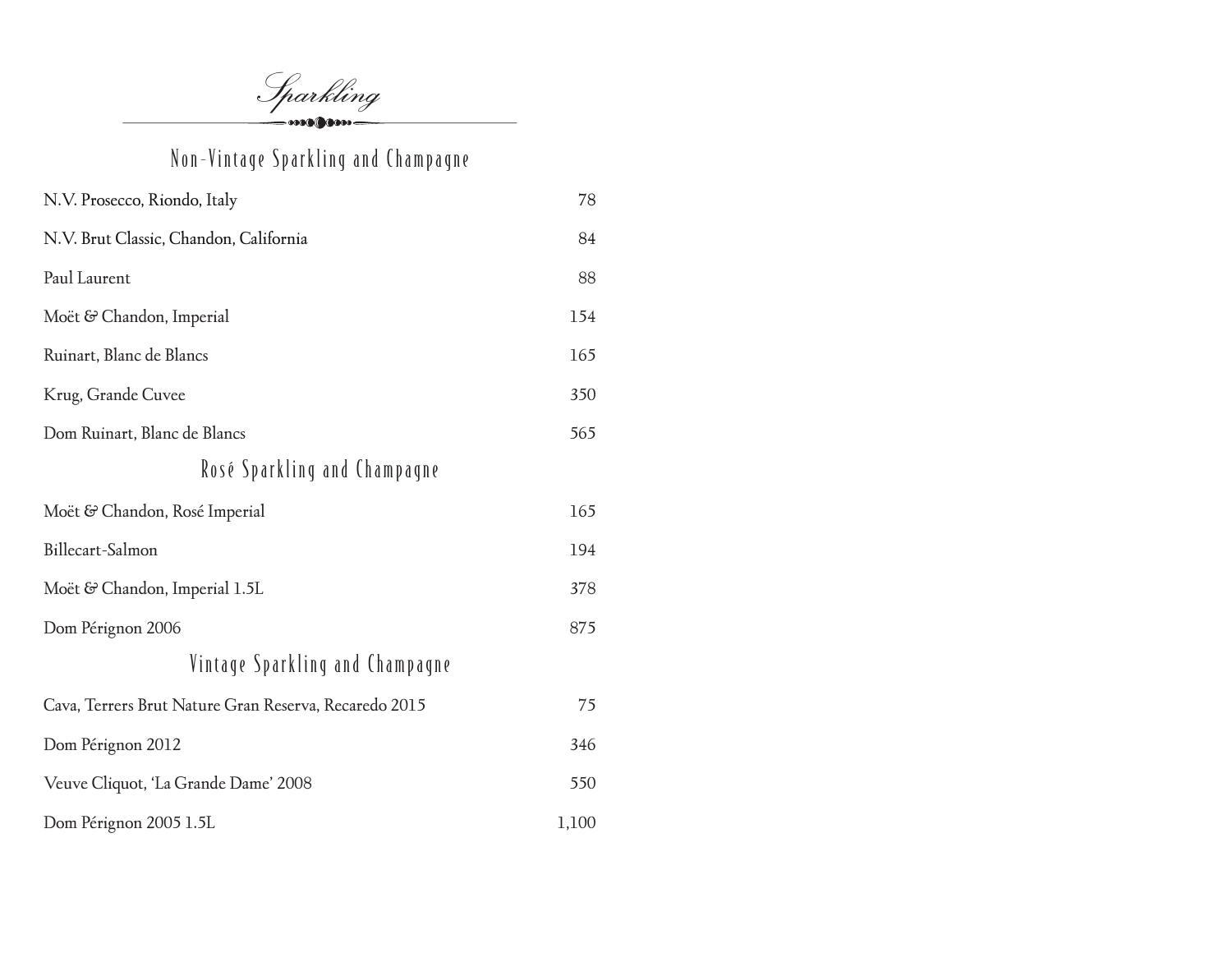# Sparkling

## Non-Vintage Sparkling and Champagne

| | |
|---|---|
| N.V. Prosecco, Riondo, Italy | 78 |
| N.V. Brut Classic, Chandon, California | 84 |
| Paul Laurent | 88 |
| Moët & Chandon, Imperial | 154 |
| Ruinart, Blanc de Blancs | 165 |
| Krug, Grande Cuvee | 350 |
| Dom Ruinart, Blanc de Blancs | 565 |

## Rosé Sparkling and Champagne

| | |
|---|---|
| Moët & Chandon, Rosé Imperial | 165 |
| Billecart-Salmon | 194 |
| Moët & Chandon, Imperial 1.5L | 378 |
| Dom Pérignon 2006 | 875 |

## Vintage Sparkling and Champagne

| | |
|---|---|
| Cava, Terrers Brut Nature Gran Reserva, Recaredo 2015 | 75 |
| Dom Pérignon 2012 | 346 |
| Veuve Cliquot, 'La Grande Dame' 2008 | 550 |
| Dom Pérignon 2005 1.5L | 1,100 |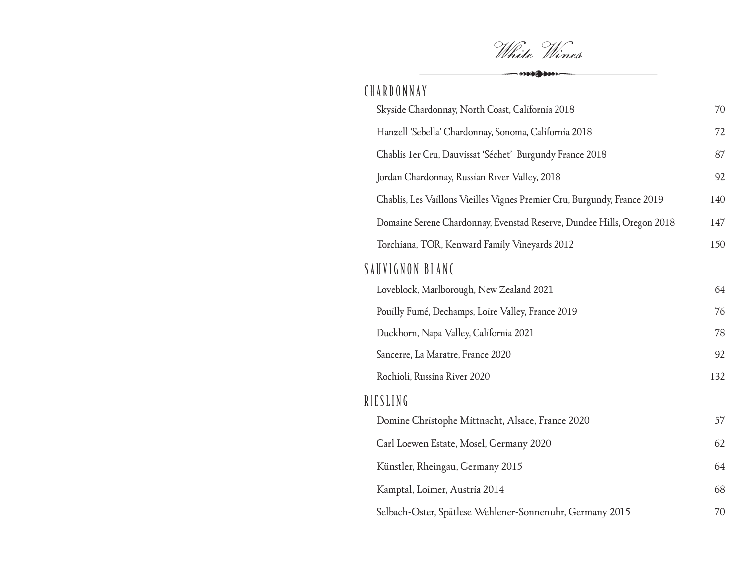# *White Wines*

## CHARDONNAY

| Wine | Price |
| --- | --- |
| Skyside Chardonnay, North Coast, California 2018 | 70 |
| Hanzell 'Sebella' Chardonnay, Sonoma, California 2018 | 72 |
| Chablis 1er Cru, Dauvissat 'Séchet' Burgundy France 2018 | 87 |
| Jordan Chardonnay, Russian River Valley, 2018 | 92 |
| Chablis, Les Vaillons Vieilles Vignes Premier Cru, Burgundy, France 2019 | 140 |
| Domaine Serene Chardonnay, Evenstad Reserve, Dundee Hills, Oregon 2018 | 147 |
| Torchiana, TOR, Kenward Family Vineyards 2012 | 150 |

## SAUVIGNON BLANC

| Wine | Price |
| --- | --- |
| Loveblock, Marlborough, New Zealand 2021 | 64 |
| Pouilly Fumé, Dechamps, Loire Valley, France 2019 | 76 |
| Duckhorn, Napa Valley, California 2021 | 78 |
| Sancerre, La Maratre, France 2020 | 92 |
| Rochioli, Russina River 2020 | 132 |

## RIESLING

| Wine | Price |
| --- | --- |
| Domine Christophe Mittnacht, Alsace, France 2020 | 57 |
| Carl Loewen Estate, Mosel, Germany 2020 | 62 |
| Künstler, Rheingau, Germany 2015 | 64 |
| Kamptal, Loimer, Austria 2014 | 68 |
| Selbach-Oster, Spätlese Wehlener-Sonnenuhr, Germany 2015 | 70 |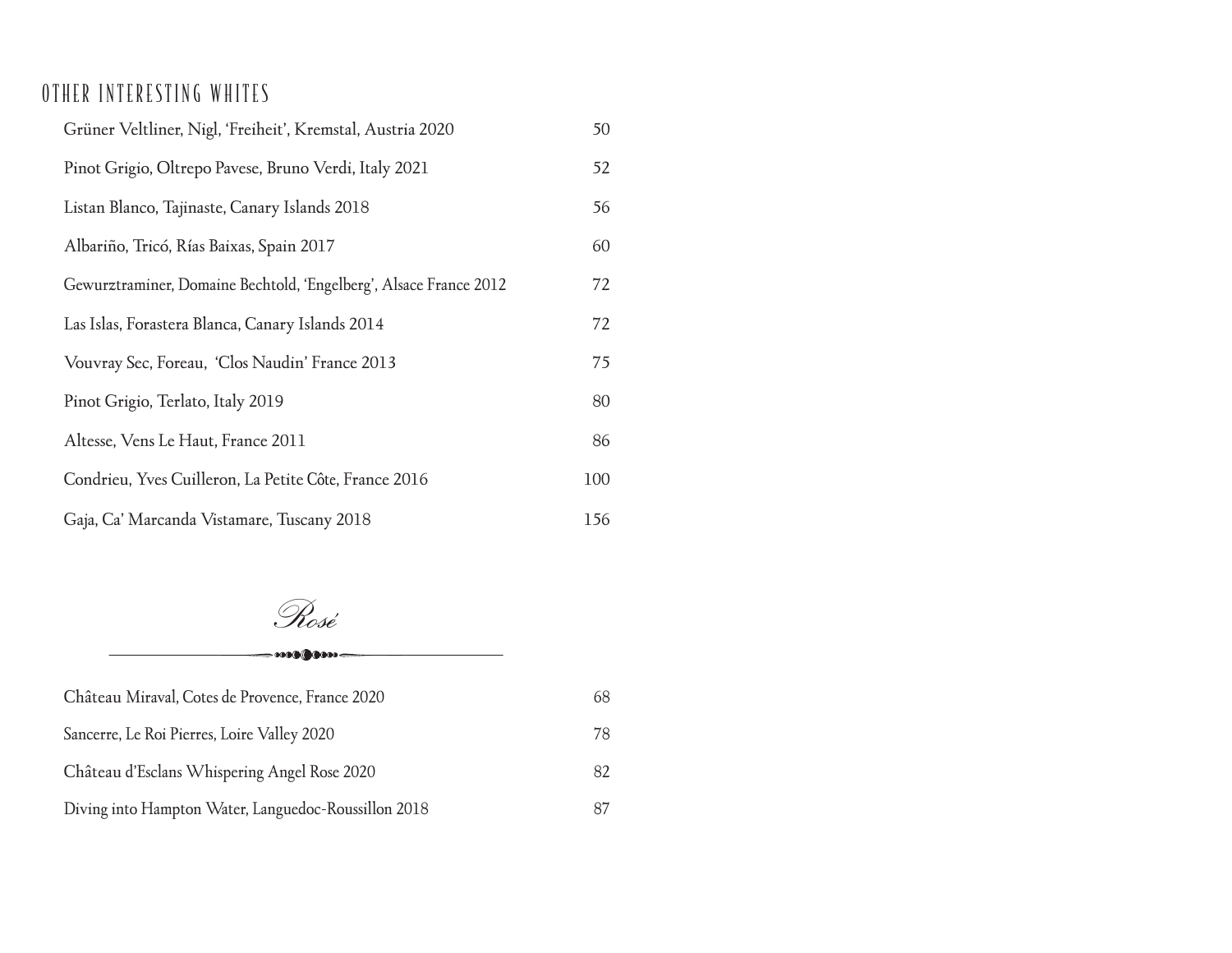## OTHER INTERESTING WHITES

| Wine | Price |
| --- | --- |
| Grüner Veltliner, Nigl, 'Freiheit', Kremstal, Austria 2020 | 50 |
| Pinot Grigio, Oltrepo Pavese, Bruno Verdi, Italy 2021 | 52 |
| Listan Blanco, Tajinaste, Canary Islands 2018 | 56 |
| Albariño, Tricó, Rías Baixas, Spain 2017 | 60 |
| Gewurztraminer, Domaine Bechtold, 'Engelberg', Alsace France 2012 | 72 |
| Las Islas, Forastera Blanca, Canary Islands 2014 | 72 |
| Vouvray Sec, Foreau, 'Clos Naudin' France 2013 | 75 |
| Pinot Grigio, Terlato, Italy 2019 | 80 |
| Altesse, Vens Le Haut, France 2011 | 86 |
| Condrieu, Yves Cuilleron, La Petite Côte, France 2016 | 100 |
| Gaja, Ca' Marcanda Vistamare, Tuscany 2018 | 156 |

## *Rosé*

| Wine | Price |
| --- | --- |
| Château Miraval, Cotes de Provence, France 2020 | 68 |
| Sancerre, Le Roi Pierres, Loire Valley 2020 | 78 |
| Château d'Esclans Whispering Angel Rose 2020 | 82 |
| Diving into Hampton Water, Languedoc-Roussillon 2018 | 87 |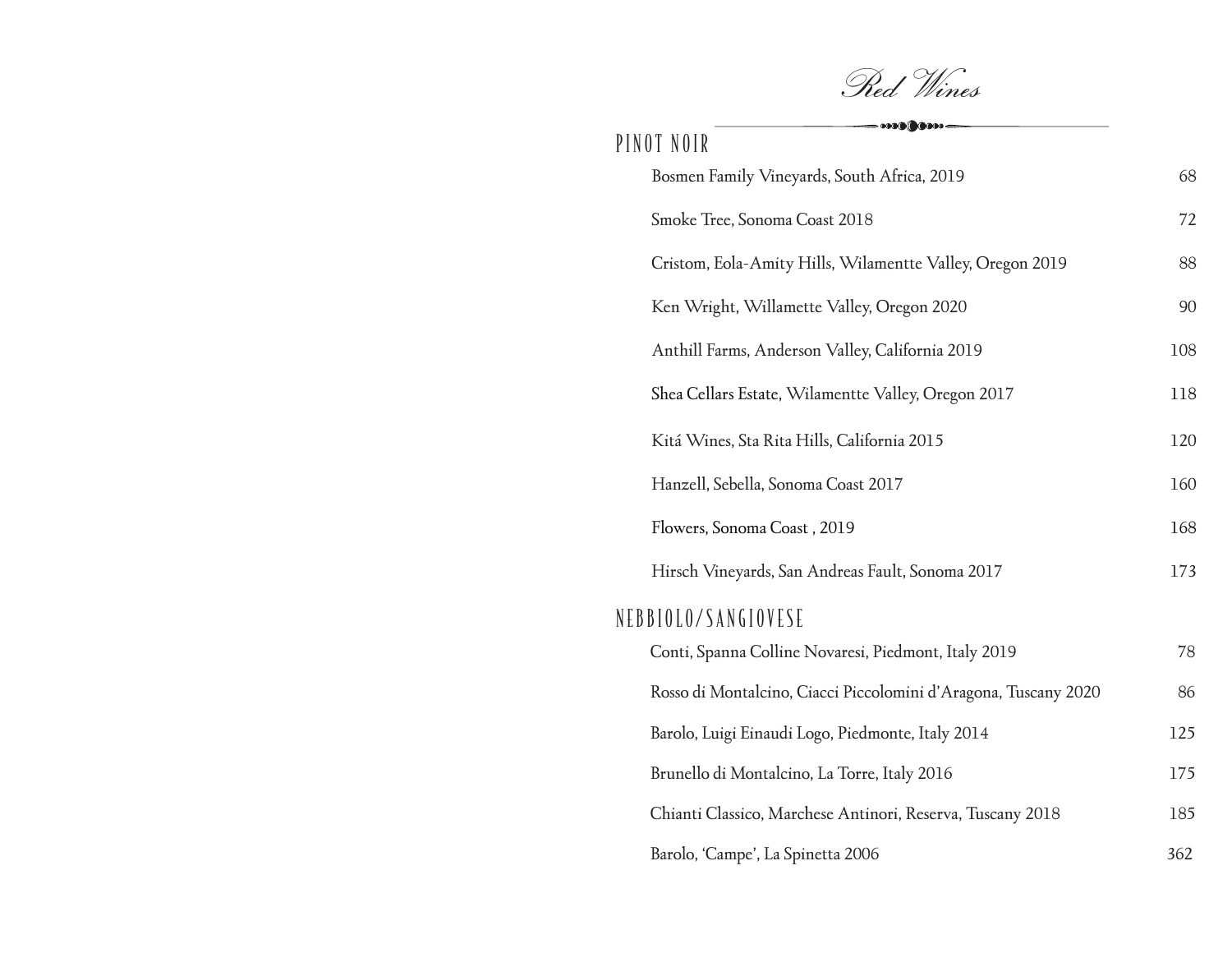# *Red Wines*

## PINOT NOIR

| Wine | Price |
|---|---|
| Bosmen Family Vineyards, South Africa, 2019 | 68 |
| Smoke Tree, Sonoma Coast 2018 | 72 |
| Cristom, Eola-Amity Hills, Wilamentte Valley, Oregon 2019 | 88 |
| Ken Wright, Willamette Valley, Oregon 2020 | 90 |
| Anthill Farms, Anderson Valley, California 2019 | 108 |
| Shea Cellars Estate, Wilamentte Valley, Oregon 2017 | 118 |
| Kitá Wines, Sta Rita Hills, California 2015 | 120 |
| Hanzell, Sebella, Sonoma Coast 2017 | 160 |
| Flowers, Sonoma Coast , 2019 | 168 |
| Hirsch Vineyards, San Andreas Fault, Sonoma 2017 | 173 |

## NEBBIOLO/SANGIOVESE

| Wine | Price |
|---|---|
| Conti, Spanna Colline Novaresi, Piedmont, Italy 2019 | 78 |
| Rosso di Montalcino, Ciacci Piccolomini d'Aragona, Tuscany 2020 | 86 |
| Barolo, Luigi Einaudi Logo, Piedmonte, Italy 2014 | 125 |
| Brunello di Montalcino, La Torre, Italy 2016 | 175 |
| Chianti Classico, Marchese Antinori, Reserva, Tuscany 2018 | 185 |
| Barolo, 'Campe', La Spinetta 2006 | 362 |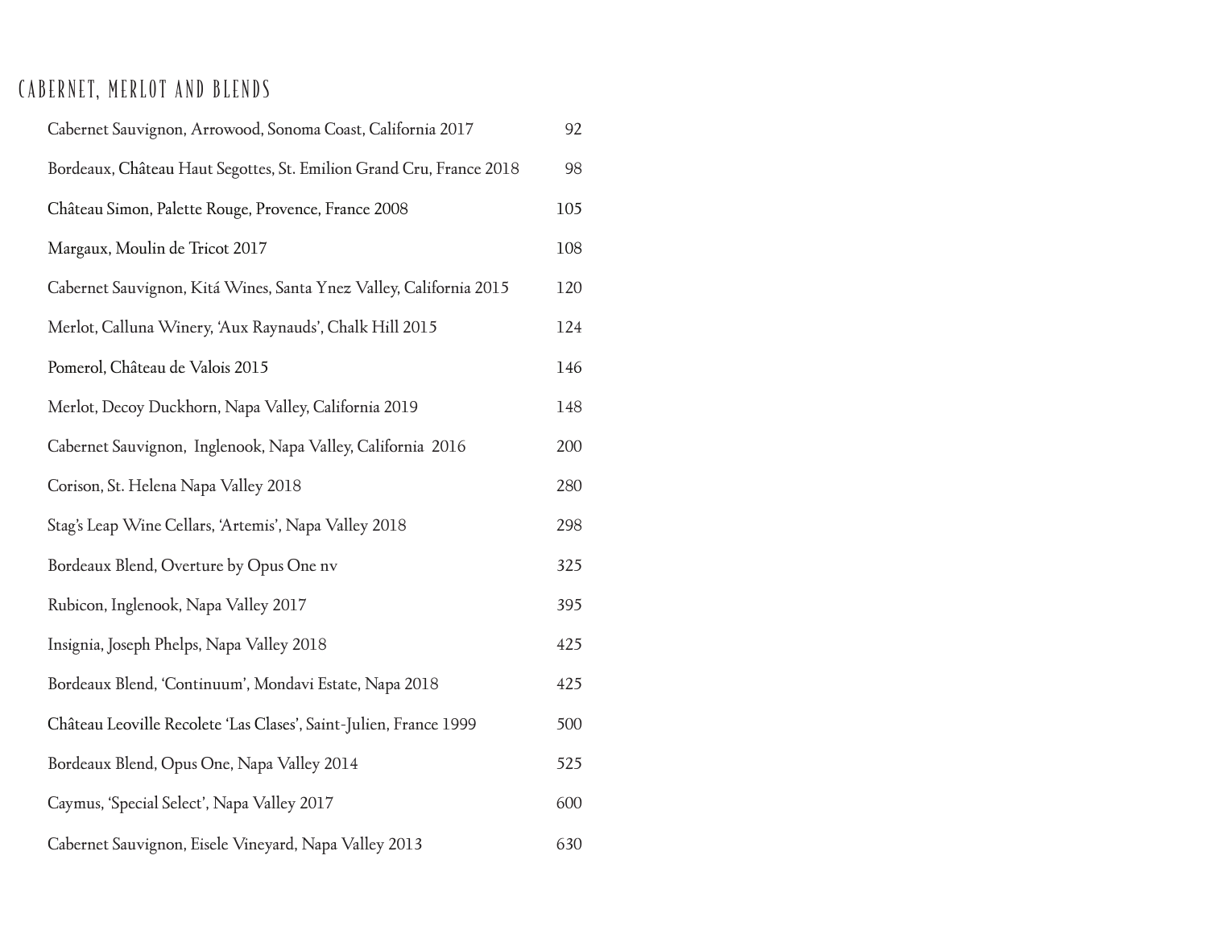## CABERNET, MERLOT AND BLENDS

| | |
|---|---|
| Cabernet Sauvignon, Arrowood, Sonoma Coast, California 2017 | 92 |
| Bordeaux, Château Haut Segottes, St. Emilion Grand Cru, France 2018 | 98 |
| Château Simon, Palette Rouge, Provence, France 2008 | 105 |
| Margaux, Moulin de Tricot 2017 | 108 |
| Cabernet Sauvignon, Kitá Wines, Santa Ynez Valley, California 2015 | 120 |
| Merlot, Calluna Winery, 'Aux Raynauds', Chalk Hill 2015 | 124 |
| Pomerol, Château de Valois 2015 | 146 |
| Merlot, Decoy Duckhorn, Napa Valley, California 2019 | 148 |
| Cabernet Sauvignon, Inglenook, Napa Valley, California 2016 | 200 |
| Corison, St. Helena Napa Valley 2018 | 280 |
| Stag's Leap Wine Cellars, 'Artemis', Napa Valley 2018 | 298 |
| Bordeaux Blend, Overture by Opus One nv | 325 |
| Rubicon, Inglenook, Napa Valley 2017 | 395 |
| Insignia, Joseph Phelps, Napa Valley 2018 | 425 |
| Bordeaux Blend, 'Continuum', Mondavi Estate, Napa 2018 | 425 |
| Château Leoville Recolete 'Las Clases', Saint-Julien, France 1999 | 500 |
| Bordeaux Blend, Opus One, Napa Valley 2014 | 525 |
| Caymus, 'Special Select', Napa Valley 2017 | 600 |
| Cabernet Sauvignon, Eisele Vineyard, Napa Valley 2013 | 630 |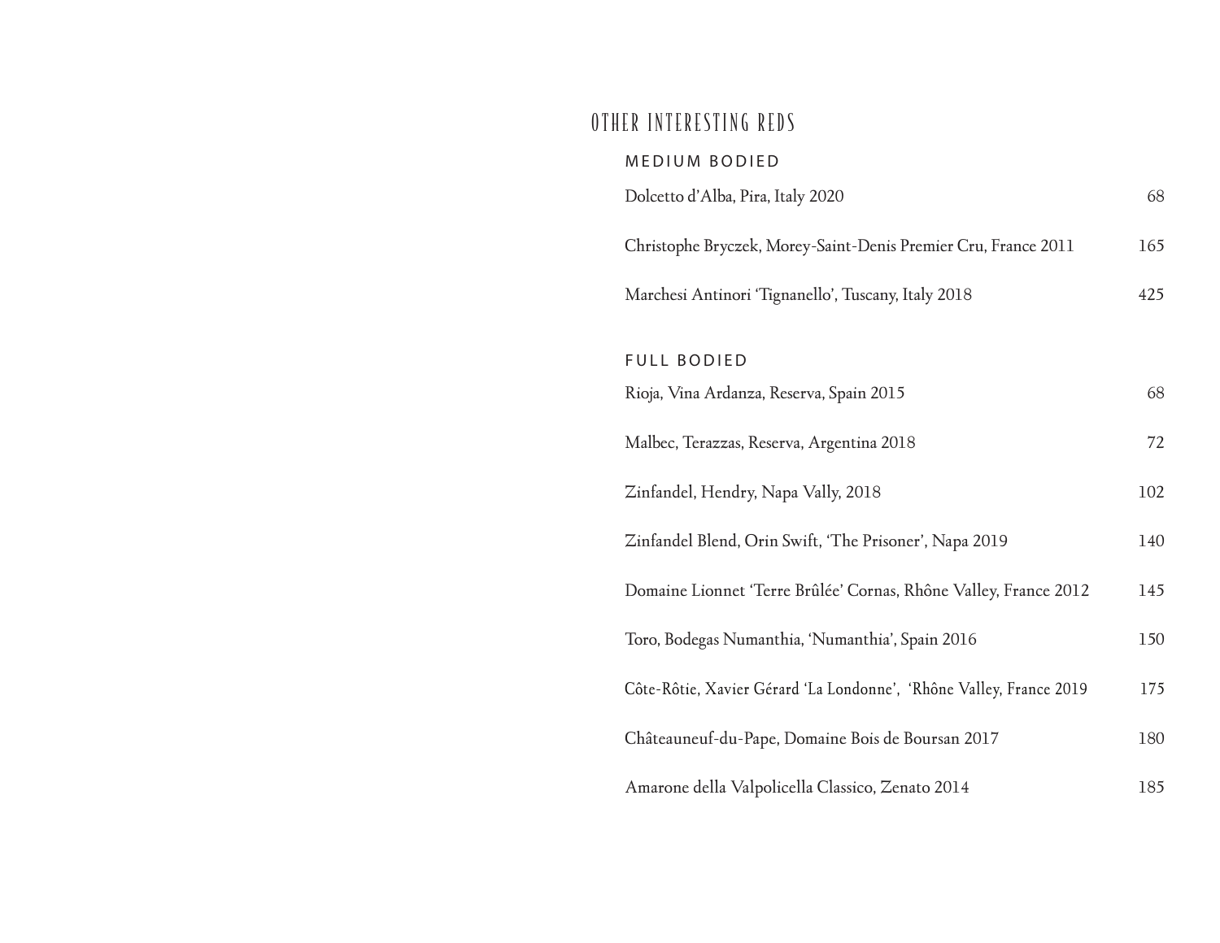# OTHER INTERESTING REDS

## MEDIUM BODIED

| | |
|---|---|
| Dolcetto d'Alba, Pira, Italy 2020 | 68 |
| Christophe Bryczek, Morey-Saint-Denis Premier Cru, France 2011 | 165 |
| Marchesi Antinori 'Tignanello', Tuscany, Italy 2018 | 425 |

## FULL BODIED

| | |
|---|---|
| Rioja, Vina Ardanza, Reserva, Spain 2015 | 68 |
| Malbec, Terazzas, Reserva, Argentina 2018 | 72 |
| Zinfandel, Hendry, Napa Vally, 2018 | 102 |
| Zinfandel Blend, Orin Swift, 'The Prisoner', Napa 2019 | 140 |
| Domaine Lionnet 'Terre Brûlée' Cornas, Rhône Valley, France 2012 | 145 |
| Toro, Bodegas Numanthia, 'Numanthia', Spain 2016 | 150 |
| Côte-Rôtie, Xavier Gérard 'La Londonne', 'Rhône Valley, France 2019 | 175 |
| Châteauneuf-du-Pape, Domaine Bois de Boursan 2017 | 180 |
| Amarone della Valpolicella Classico, Zenato 2014 | 185 |